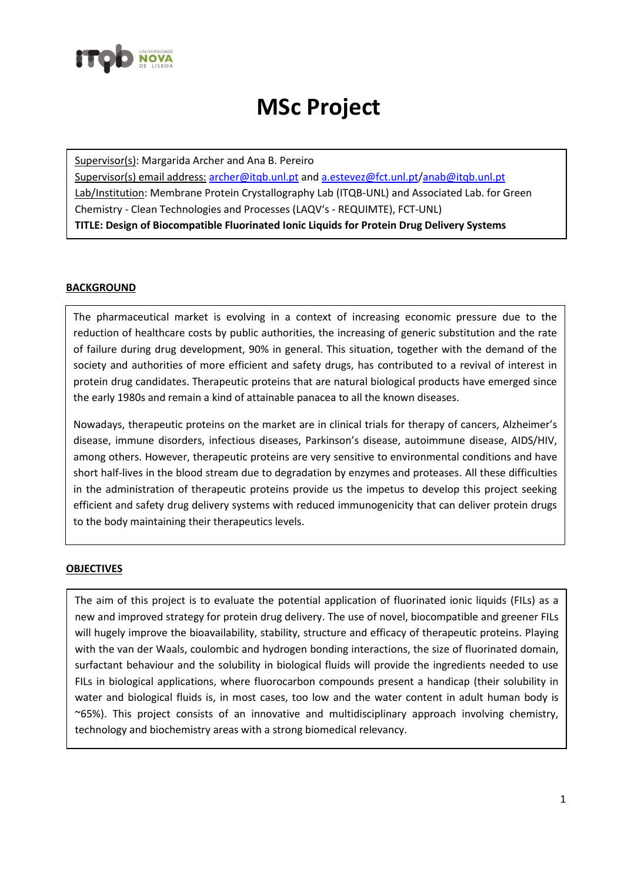# MSc Project

Supervisor(s): Margarida Archer and Ana B. Pereiro
Supervisor(s) email address: archer@itqb.unl.pt and a.estevez@fct.unl.pt/anab@itqb.unl.pt
Lab/Institution: Membrane Protein Crystallography Lab (ITQB-UNL) and Associated Lab. for Green Chemistry - Clean Technologies and Processes (LAQV's - REQUIMTE), FCT-UNL)
**TITLE: Design of Biocompatible Fluorinated Ionic Liquids for Protein Drug Delivery Systems**

## BACKGROUND

The pharmaceutical market is evolving in a context of increasing economic pressure due to the reduction of healthcare costs by public authorities, the increasing of generic substitution and the rate of failure during drug development, 90% in general. This situation, together with the demand of the society and authorities of more efficient and safety drugs, has contributed to a revival of interest in protein drug candidates. Therapeutic proteins that are natural biological products have emerged since the early 1980s and remain a kind of attainable panacea to all the known diseases.

Nowadays, therapeutic proteins on the market are in clinical trials for therapy of cancers, Alzheimer's disease, immune disorders, infectious diseases, Parkinson's disease, autoimmune disease, AIDS/HIV, among others. However, therapeutic proteins are very sensitive to environmental conditions and have short half-lives in the blood stream due to degradation by enzymes and proteases. All these difficulties in the administration of therapeutic proteins provide us the impetus to develop this project seeking efficient and safety drug delivery systems with reduced immunogenicity that can deliver protein drugs to the body maintaining their therapeutics levels.

## OBJECTIVES

The aim of this project is to evaluate the potential application of fluorinated ionic liquids (FILs) as a new and improved strategy for protein drug delivery. The use of novel, biocompatible and greener FILs will hugely improve the bioavailability, stability, structure and efficacy of therapeutic proteins. Playing with the van der Waals, coulombic and hydrogen bonding interactions, the size of fluorinated domain, surfactant behaviour and the solubility in biological fluids will provide the ingredients needed to use FILs in biological applications, where fluorocarbon compounds present a handicap (their solubility in water and biological fluids is, in most cases, too low and the water content in adult human body is ~65%). This project consists of an innovative and multidisciplinary approach involving chemistry, technology and biochemistry areas with a strong biomedical relevancy.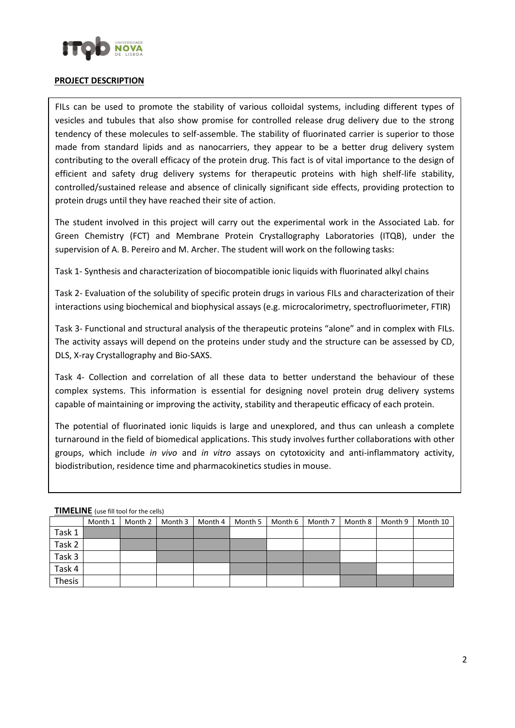**PROJECT DESCRIPTION**

FILs can be used to promote the stability of various colloidal systems, including different types of vesicles and tubules that also show promise for controlled release drug delivery due to the strong tendency of these molecules to self-assemble. The stability of fluorinated carrier is superior to those made from standard lipids and as nanocarriers, they appear to be a better drug delivery system contributing to the overall efficacy of the protein drug. This fact is of vital importance to the design of efficient and safety drug delivery systems for therapeutic proteins with high shelf-life stability, controlled/sustained release and absence of clinically significant side effects, providing protection to protein drugs until they have reached their site of action.

The student involved in this project will carry out the experimental work in the Associated Lab. for Green Chemistry (FCT) and Membrane Protein Crystallography Laboratories (ITQB), under the supervision of A. B. Pereiro and M. Archer. The student will work on the following tasks:

Task 1- Synthesis and characterization of biocompatible ionic liquids with fluorinated alkyl chains

Task 2- Evaluation of the solubility of specific protein drugs in various FILs and characterization of their interactions using biochemical and biophysical assays (e.g. microcalorimetry, spectrofluorimeter, FTIR)

Task 3- Functional and structural analysis of the therapeutic proteins "alone" and in complex with FILs. The activity assays will depend on the proteins under study and the structure can be assessed by CD, DLS, X-ray Crystallography and Bio-SAXS.

Task 4- Collection and correlation of all these data to better understand the behaviour of these complex systems. This information is essential for designing novel protein drug delivery systems capable of maintaining or improving the activity, stability and therapeutic efficacy of each protein.

The potential of fluorinated ionic liquids is large and unexplored, and thus can unleash a complete turnaround in the field of biomedical applications. This study involves further collaborations with other groups, which include *in vivo* and *in vitro* assays on cytotoxicity and anti-inflammatory activity, biodistribution, residence time and pharmacokinetics studies in mouse.

**TIMELINE** (use fill tool for the cells)

| | Month 1 | Month 2 | Month 3 | Month 4 | Month 5 | Month 6 | Month 7 | Month 8 | Month 9 | Month 10 |
|---|---|---|---|---|---|---|---|---|---|---|
| Task 1 | ■ | ■ | ■ | ■ | | | | | | |
| Task 2 | | ■ | ■ | ■ | ■ | | | | | |
| Task 3 | | | ■ | ■ | ■ | ■ | ■ | | | |
| Task 4 | | | | | ■ | ■ | ■ | ■ | | |
| Thesis | | | | | | | | ■ | ■ | ■ |